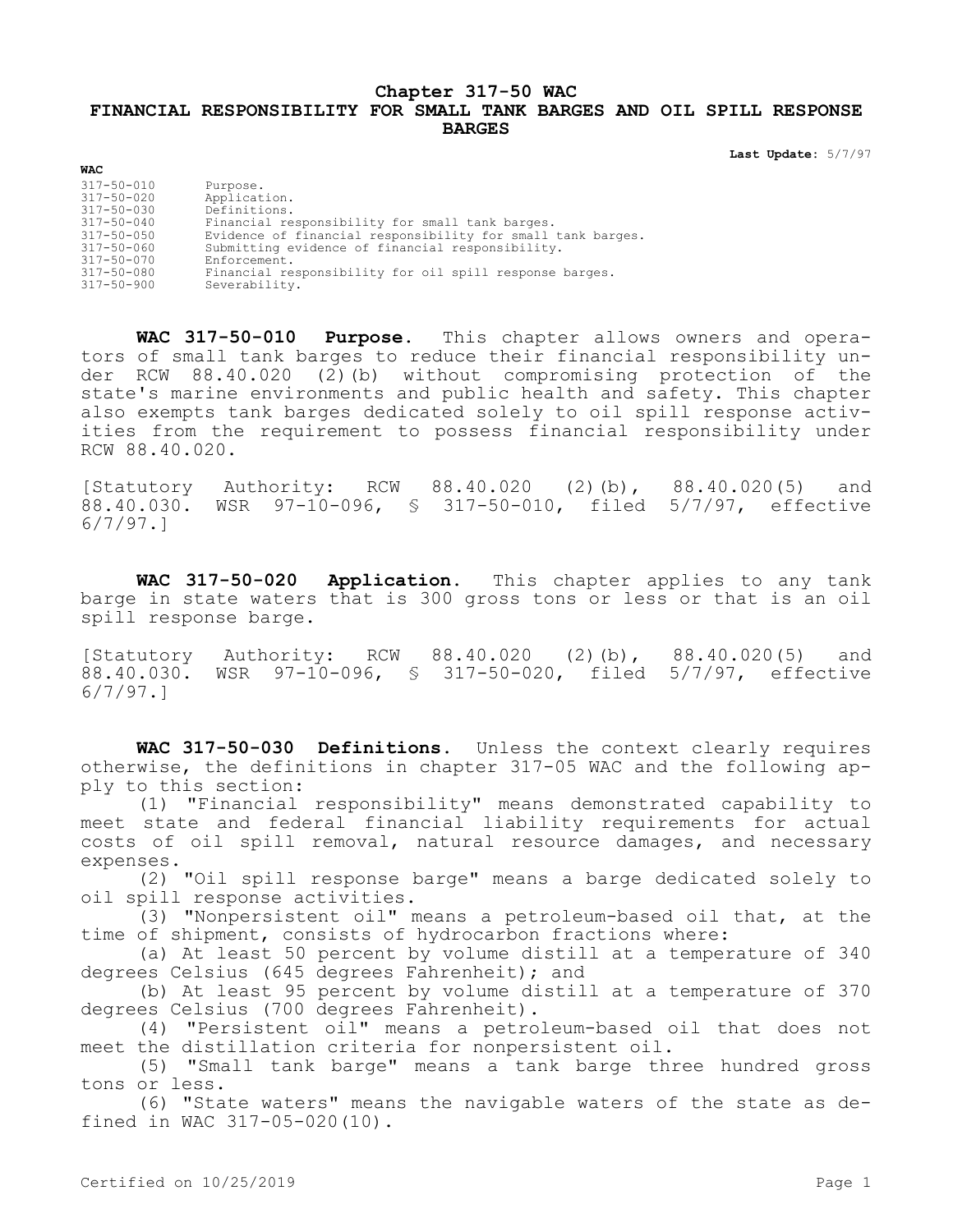# Chapter 317-50 WAC
# FINANCIAL RESPONSIBILITY FOR SMALL TANK BARGES AND OIL SPILL RESPONSE BARGES

**Last Update:** 5/7/97

| WAC | |
|---|---|
| 317-50-010 | Purpose. |
| 317-50-020 | Application. |
| 317-50-030 | Definitions. |
| 317-50-040 | Financial responsibility for small tank barges. |
| 317-50-050 | Evidence of financial responsibility for small tank barges. |
| 317-50-060 | Submitting evidence of financial responsibility. |
| 317-50-070 | Enforcement. |
| 317-50-080 | Financial responsibility for oil spill response barges. |
| 317-50-900 | Severability. |

**WAC 317-50-010 Purpose.** This chapter allows owners and operators of small tank barges to reduce their financial responsibility under RCW 88.40.020 (2)(b) without compromising protection of the state's marine environments and public health and safety. This chapter also exempts tank barges dedicated solely to oil spill response activities from the requirement to possess financial responsibility under RCW 88.40.020.

[Statutory Authority: RCW 88.40.020 (2)(b), 88.40.020(5) and 88.40.030. WSR 97-10-096, § 317-50-010, filed 5/7/97, effective 6/7/97.]

**WAC 317-50-020 Application.** This chapter applies to any tank barge in state waters that is 300 gross tons or less or that is an oil spill response barge.

[Statutory Authority: RCW 88.40.020 (2)(b), 88.40.020(5) and 88.40.030. WSR 97-10-096, § 317-50-020, filed 5/7/97, effective 6/7/97.]

**WAC 317-50-030 Definitions.** Unless the context clearly requires otherwise, the definitions in chapter 317-05 WAC and the following apply to this section:

(1) "Financial responsibility" means demonstrated capability to meet state and federal financial liability requirements for actual costs of oil spill removal, natural resource damages, and necessary expenses.

(2) "Oil spill response barge" means a barge dedicated solely to oil spill response activities.

(3) "Nonpersistent oil" means a petroleum-based oil that, at the time of shipment, consists of hydrocarbon fractions where:

(a) At least 50 percent by volume distill at a temperature of 340 degrees Celsius (645 degrees Fahrenheit); and

(b) At least 95 percent by volume distill at a temperature of 370 degrees Celsius (700 degrees Fahrenheit).

(4) "Persistent oil" means a petroleum-based oil that does not meet the distillation criteria for nonpersistent oil.

(5) "Small tank barge" means a tank barge three hundred gross tons or less.

(6) "State waters" means the navigable waters of the state as defined in WAC 317-05-020(10).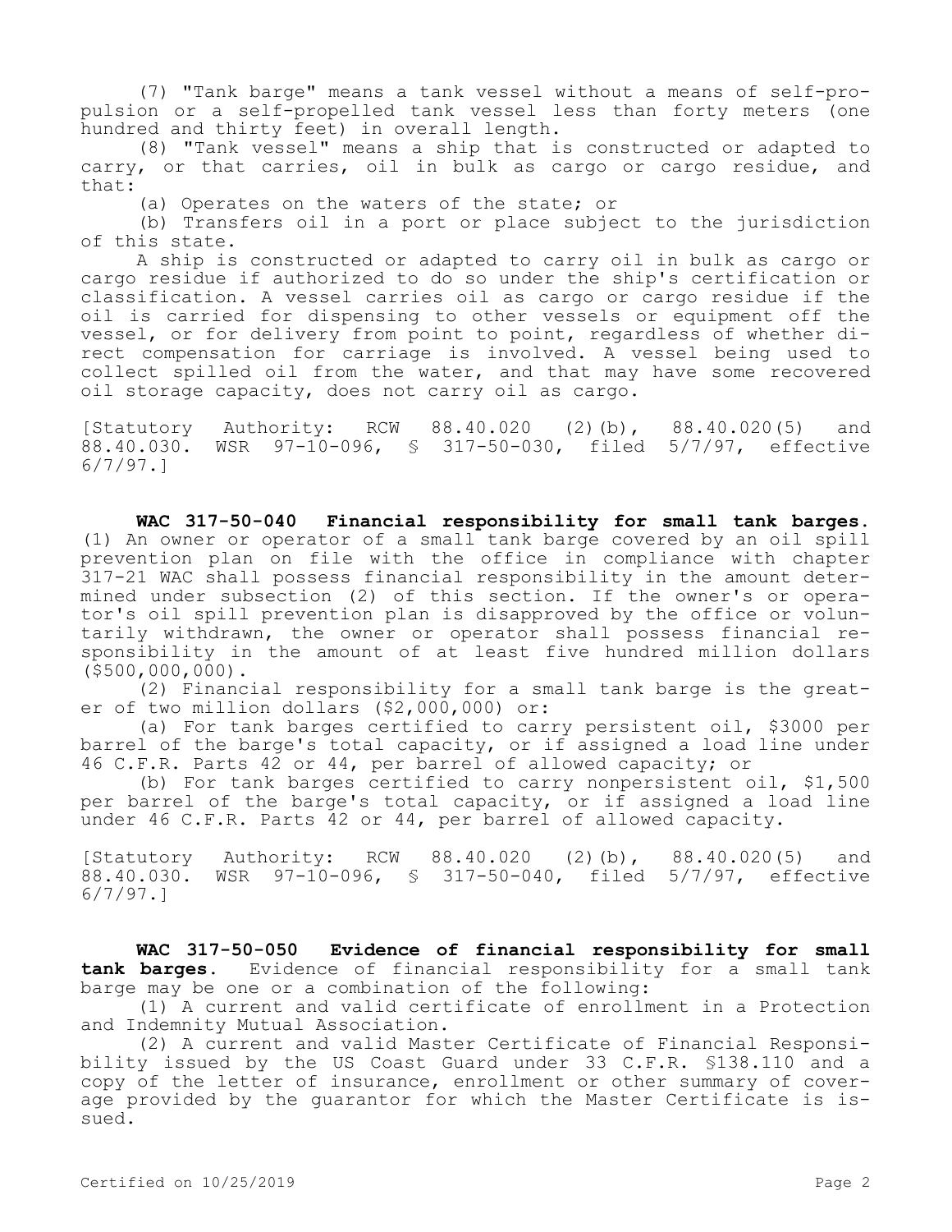(7) "Tank barge" means a tank vessel without a means of self-propulsion or a self-propelled tank vessel less than forty meters (one hundred and thirty feet) in overall length.

(8) "Tank vessel" means a ship that is constructed or adapted to carry, or that carries, oil in bulk as cargo or cargo residue, and that:

(a) Operates on the waters of the state; or

(b) Transfers oil in a port or place subject to the jurisdiction of this state.

A ship is constructed or adapted to carry oil in bulk as cargo or cargo residue if authorized to do so under the ship's certification or classification. A vessel carries oil as cargo or cargo residue if the oil is carried for dispensing to other vessels or equipment off the vessel, or for delivery from point to point, regardless of whether direct compensation for carriage is involved. A vessel being used to collect spilled oil from the water, and that may have some recovered oil storage capacity, does not carry oil as cargo.

[Statutory Authority: RCW 88.40.020 (2)(b), 88.40.020(5) and 88.40.030. WSR 97-10-096, § 317-50-030, filed 5/7/97, effective 6/7/97.]

**WAC 317-50-040 Financial responsibility for small tank barges.** (1) An owner or operator of a small tank barge covered by an oil spill prevention plan on file with the office in compliance with chapter 317-21 WAC shall possess financial responsibility in the amount determined under subsection (2) of this section. If the owner's or operator's oil spill prevention plan is disapproved by the office or voluntarily withdrawn, the owner or operator shall possess financial responsibility in the amount of at least five hundred million dollars ($500,000,000).

(2) Financial responsibility for a small tank barge is the greater of two million dollars ($2,000,000) or:

(a) For tank barges certified to carry persistent oil, $3000 per barrel of the barge's total capacity, or if assigned a load line under 46 C.F.R. Parts 42 or 44, per barrel of allowed capacity; or

(b) For tank barges certified to carry nonpersistent oil, $1,500 per barrel of the barge's total capacity, or if assigned a load line under 46 C.F.R. Parts 42 or 44, per barrel of allowed capacity.

[Statutory Authority: RCW 88.40.020 (2)(b), 88.40.020(5) and 88.40.030. WSR 97-10-096, § 317-50-040, filed 5/7/97, effective 6/7/97.]

**WAC 317-50-050 Evidence of financial responsibility for small tank barges.** Evidence of financial responsibility for a small tank barge may be one or a combination of the following:

(1) A current and valid certificate of enrollment in a Protection and Indemnity Mutual Association.

(2) A current and valid Master Certificate of Financial Responsibility issued by the US Coast Guard under 33 C.F.R. §138.110 and a copy of the letter of insurance, enrollment or other summary of coverage provided by the guarantor for which the Master Certificate is issued.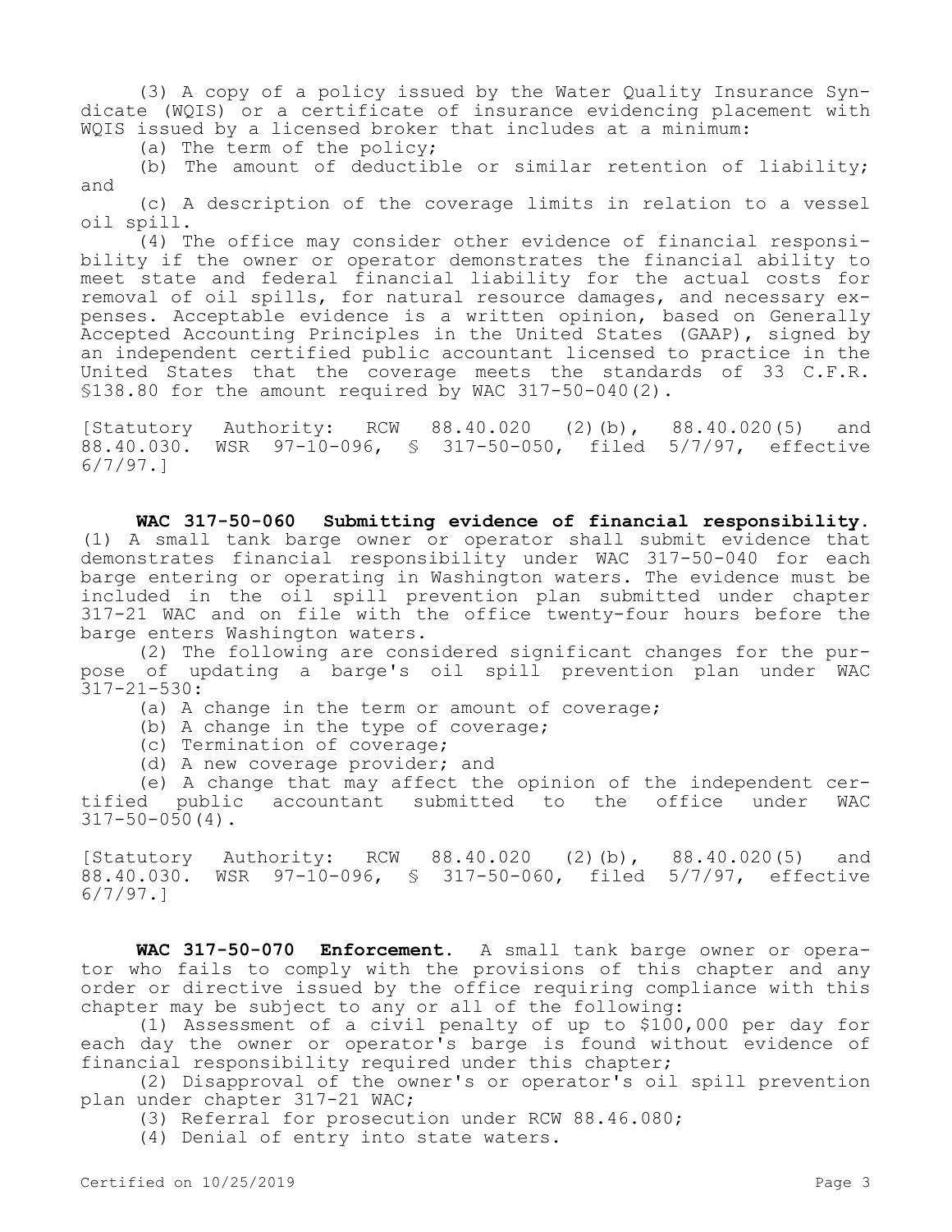(3) A copy of a policy issued by the Water Quality Insurance Syndicate (WQIS) or a certificate of insurance evidencing placement with WQIS issued by a licensed broker that includes at a minimum:

(a) The term of the policy;

(b) The amount of deductible or similar retention of liability; and

(c) A description of the coverage limits in relation to a vessel oil spill.

(4) The office may consider other evidence of financial responsibility if the owner or operator demonstrates the financial ability to meet state and federal financial liability for the actual costs for removal of oil spills, for natural resource damages, and necessary expenses. Acceptable evidence is a written opinion, based on Generally Accepted Accounting Principles in the United States (GAAP), signed by an independent certified public accountant licensed to practice in the United States that the coverage meets the standards of 33 C.F.R. §138.80 for the amount required by WAC 317-50-040(2).

[Statutory Authority: RCW 88.40.020 (2)(b), 88.40.020(5) and 88.40.030. WSR 97-10-096, § 317-50-050, filed 5/7/97, effective 6/7/97.]

**WAC 317-50-060 Submitting evidence of financial responsibility.** (1) A small tank barge owner or operator shall submit evidence that demonstrates financial responsibility under WAC 317-50-040 for each barge entering or operating in Washington waters. The evidence must be included in the oil spill prevention plan submitted under chapter 317-21 WAC and on file with the office twenty-four hours before the barge enters Washington waters.

(2) The following are considered significant changes for the purpose of updating a barge's oil spill prevention plan under WAC 317-21-530:

(a) A change in the term or amount of coverage;

(b) A change in the type of coverage;

(c) Termination of coverage;

(d) A new coverage provider; and

(e) A change that may affect the opinion of the independent certified public accountant submitted to the office under WAC 317-50-050(4).

[Statutory Authority: RCW 88.40.020 (2)(b), 88.40.020(5) and 88.40.030. WSR 97-10-096, § 317-50-060, filed 5/7/97, effective 6/7/97.]

**WAC 317-50-070 Enforcement.** A small tank barge owner or operator who fails to comply with the provisions of this chapter and any order or directive issued by the office requiring compliance with this chapter may be subject to any or all of the following:

(1) Assessment of a civil penalty of up to $100,000 per day for each day the owner or operator's barge is found without evidence of financial responsibility required under this chapter;

(2) Disapproval of the owner's or operator's oil spill prevention plan under chapter 317-21 WAC;

(3) Referral for prosecution under RCW 88.46.080;

(4) Denial of entry into state waters.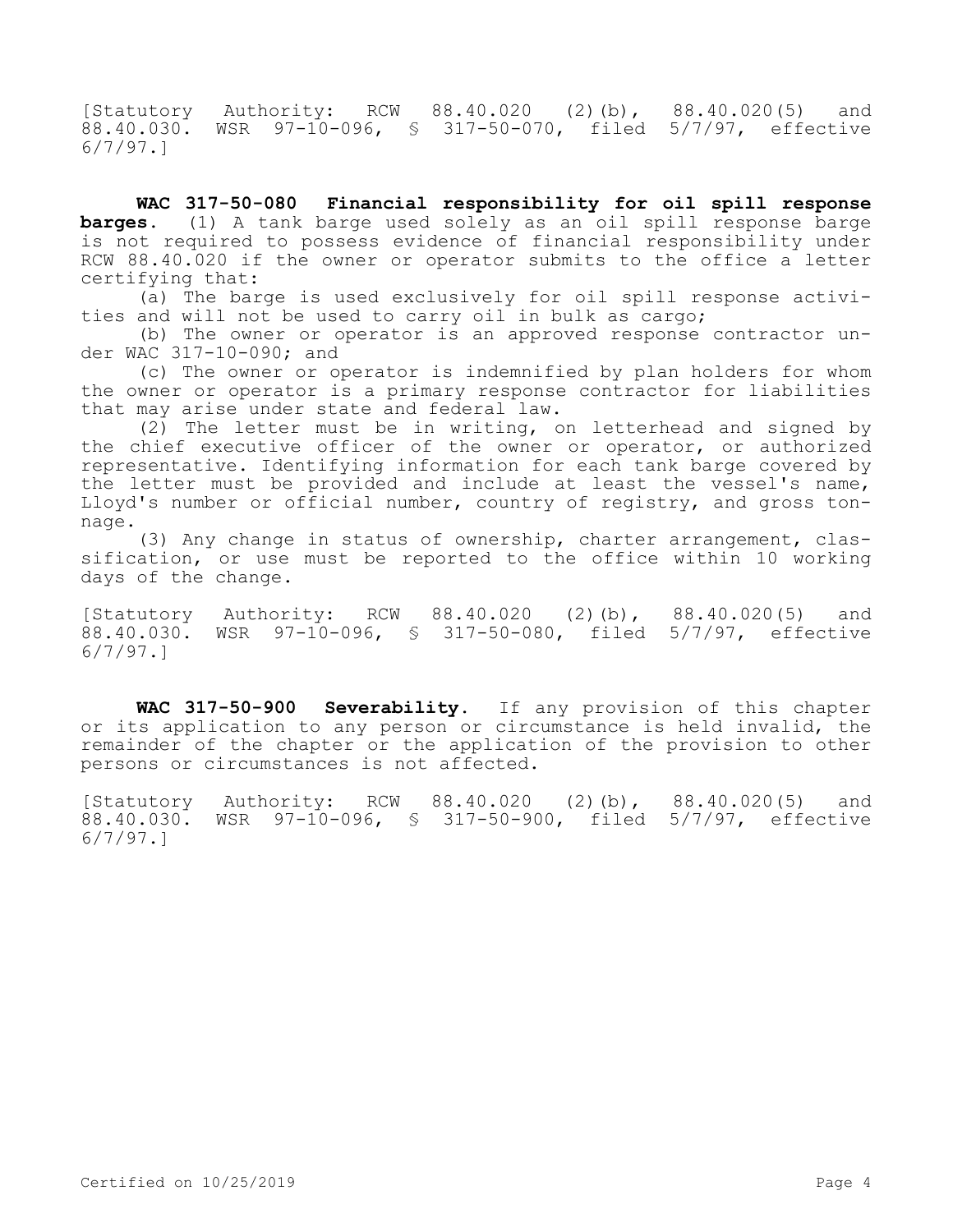[Statutory Authority: RCW 88.40.020 (2)(b), 88.40.020(5) and 88.40.030. WSR 97-10-096, § 317-50-070, filed 5/7/97, effective 6/7/97.]

**WAC 317-50-080 Financial responsibility for oil spill response barges.** (1) A tank barge used solely as an oil spill response barge is not required to possess evidence of financial responsibility under RCW 88.40.020 if the owner or operator submits to the office a letter certifying that:

(a) The barge is used exclusively for oil spill response activities and will not be used to carry oil in bulk as cargo;

(b) The owner or operator is an approved response contractor under WAC 317-10-090; and

(c) The owner or operator is indemnified by plan holders for whom the owner or operator is a primary response contractor for liabilities that may arise under state and federal law.

(2) The letter must be in writing, on letterhead and signed by the chief executive officer of the owner or operator, or authorized representative. Identifying information for each tank barge covered by the letter must be provided and include at least the vessel's name, Lloyd's number or official number, country of registry, and gross tonnage.

(3) Any change in status of ownership, charter arrangement, classification, or use must be reported to the office within 10 working days of the change.

[Statutory Authority: RCW 88.40.020 (2)(b), 88.40.020(5) and 88.40.030. WSR 97-10-096, § 317-50-080, filed 5/7/97, effective 6/7/97.]

**WAC 317-50-900 Severability.** If any provision of this chapter or its application to any person or circumstance is held invalid, the remainder of the chapter or the application of the provision to other persons or circumstances is not affected.

[Statutory Authority: RCW 88.40.020 (2)(b), 88.40.020(5) and 88.40.030. WSR 97-10-096, § 317-50-900, filed 5/7/97, effective 6/7/97.]